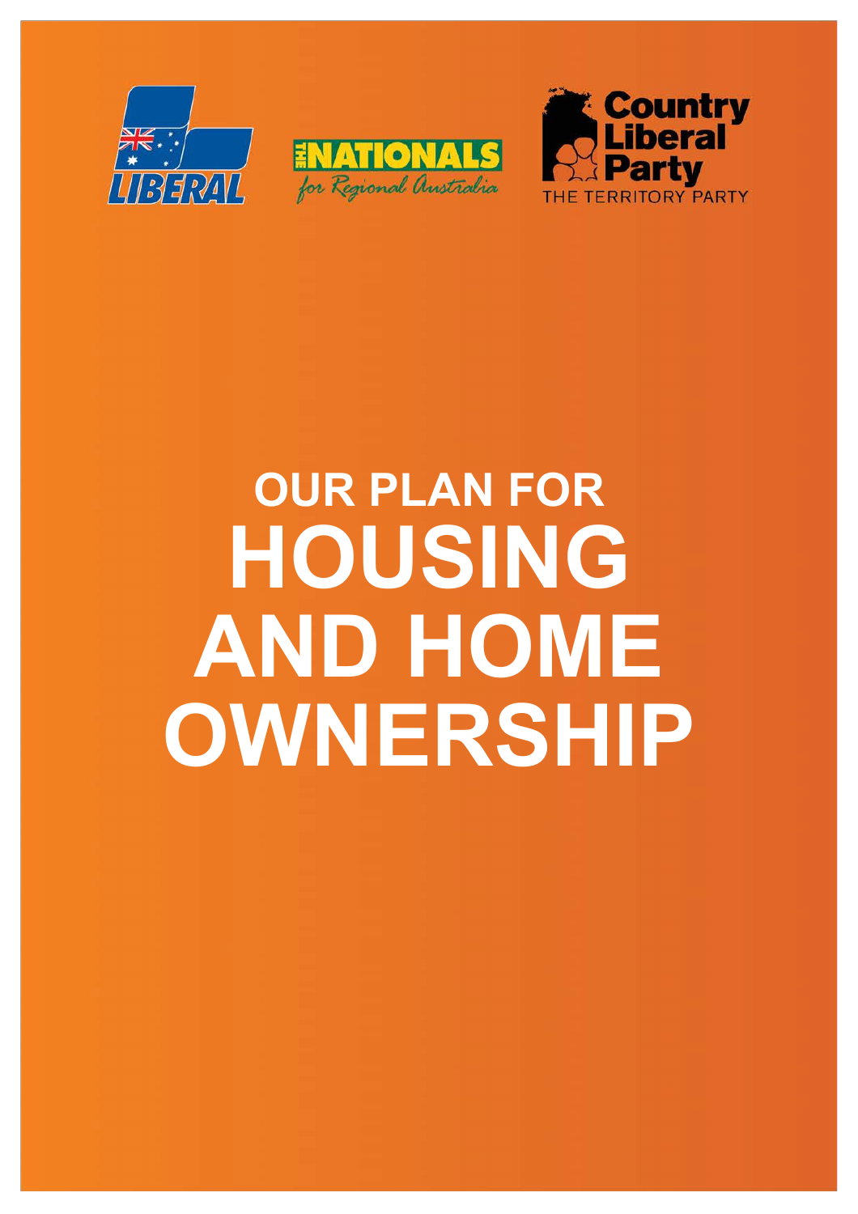LIBERAL

THE NATIONALS for Regional Australia

Country Liberal Party THE TERRITORY PARTY

# OUR PLAN FOR HOUSING AND HOME OWNERSHIP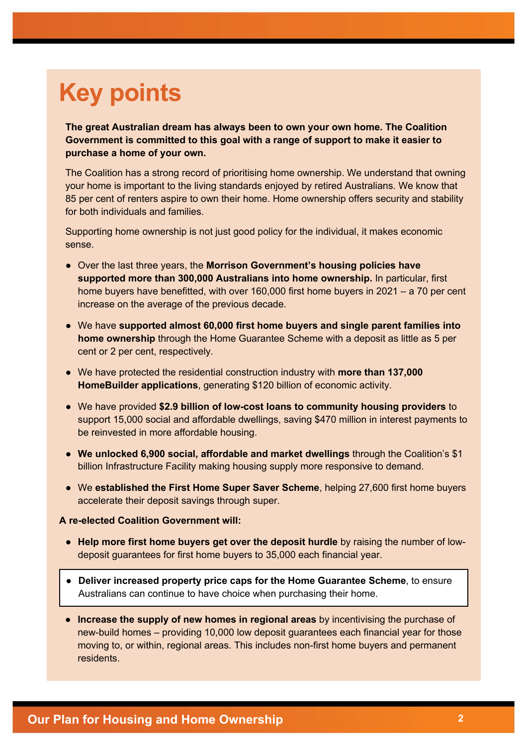# Key points

**The great Australian dream has always been to own your own home. The Coalition Government is committed to this goal with a range of support to make it easier to purchase a home of your own.**

The Coalition has a strong record of prioritising home ownership. We understand that owning your home is important to the living standards enjoyed by retired Australians. We know that 85 per cent of renters aspire to own their home. Home ownership offers security and stability for both individuals and families.

Supporting home ownership is not just good policy for the individual, it makes economic sense.

- Over the last three years, the **Morrison Government's housing policies have supported more than 300,000 Australians into home ownership.** In particular, first home buyers have benefitted, with over 160,000 first home buyers in 2021 – a 70 per cent increase on the average of the previous decade.
- We have **supported almost 60,000 first home buyers and single parent families into home ownership** through the Home Guarantee Scheme with a deposit as little as 5 per cent or 2 per cent, respectively.
- We have protected the residential construction industry with **more than 137,000 HomeBuilder applications**, generating $120 billion of economic activity.
- We have provided **$2.9 billion of low-cost loans to community housing providers** to support 15,000 social and affordable dwellings, saving $470 million in interest payments to be reinvested in more affordable housing.
- **We unlocked 6,900 social, affordable and market dwellings** through the Coalition's $1 billion Infrastructure Facility making housing supply more responsive to demand.
- We **established the First Home Super Saver Scheme**, helping 27,600 first home buyers accelerate their deposit savings through super.

**A re-elected Coalition Government will:**

- **Help more first home buyers get over the deposit hurdle** by raising the number of low-deposit guarantees for first home buyers to 35,000 each financial year.
- **Deliver increased property price caps for the Home Guarantee Scheme**, to ensure Australians can continue to have choice when purchasing their home.
- **Increase the supply of new homes in regional areas** by incentivising the purchase of new-build homes – providing 10,000 low deposit guarantees each financial year for those moving to, or within, regional areas. This includes non-first home buyers and permanent residents.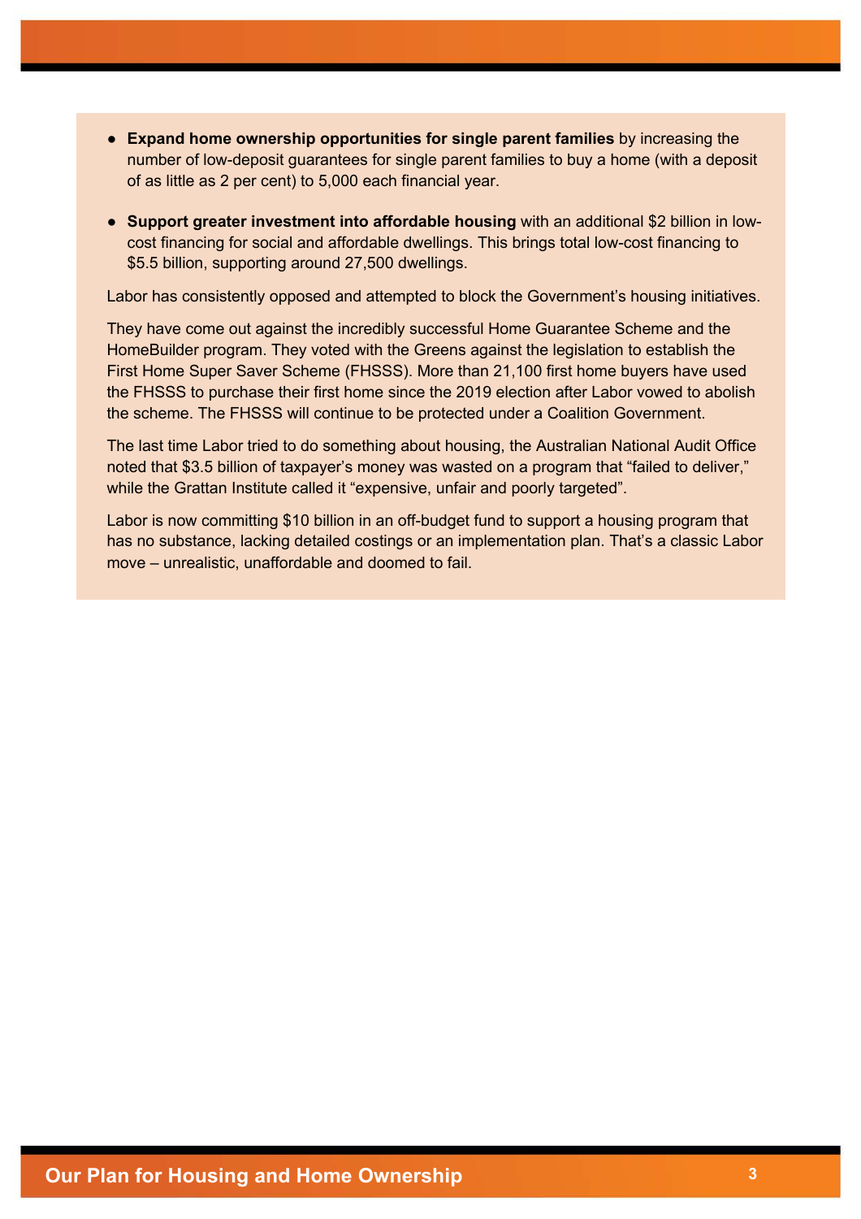- **Expand home ownership opportunities for single parent families** by increasing the number of low-deposit guarantees for single parent families to buy a home (with a deposit of as little as 2 per cent) to 5,000 each financial year.
- **Support greater investment into affordable housing** with an additional $2 billion in low-cost financing for social and affordable dwellings. This brings total low-cost financing to $5.5 billion, supporting around 27,500 dwellings.

Labor has consistently opposed and attempted to block the Government's housing initiatives.

They have come out against the incredibly successful Home Guarantee Scheme and the HomeBuilder program. They voted with the Greens against the legislation to establish the First Home Super Saver Scheme (FHSSS). More than 21,100 first home buyers have used the FHSSS to purchase their first home since the 2019 election after Labor vowed to abolish the scheme. The FHSSS will continue to be protected under a Coalition Government.

The last time Labor tried to do something about housing, the Australian National Audit Office noted that $3.5 billion of taxpayer's money was wasted on a program that "failed to deliver," while the Grattan Institute called it "expensive, unfair and poorly targeted".

Labor is now committing $10 billion in an off-budget fund to support a housing program that has no substance, lacking detailed costings or an implementation plan. That's a classic Labor move – unrealistic, unaffordable and doomed to fail.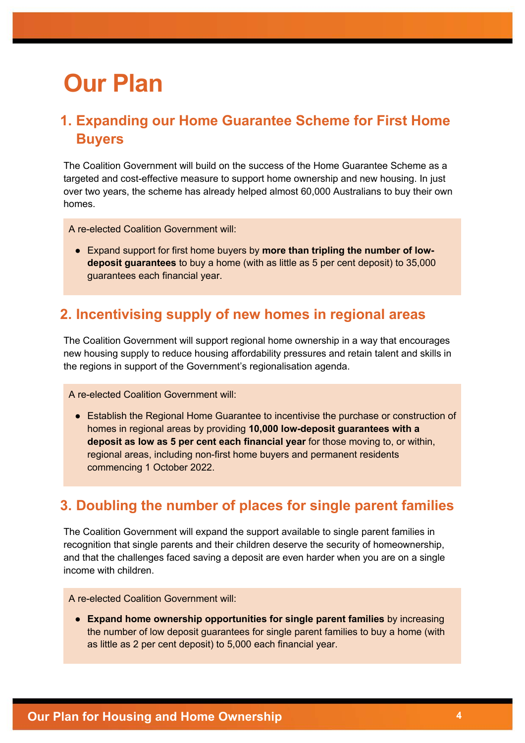# Our Plan

## 1. Expanding our Home Guarantee Scheme for First Home Buyers

The Coalition Government will build on the success of the Home Guarantee Scheme as a targeted and cost-effective measure to support home ownership and new housing. In just over two years, the scheme has already helped almost 60,000 Australians to buy their own homes.

A re-elected Coalition Government will:

- Expand support for first home buyers by **more than tripling the number of low-deposit guarantees** to buy a home (with as little as 5 per cent deposit) to 35,000 guarantees each financial year.

## 2. Incentivising supply of new homes in regional areas

The Coalition Government will support regional home ownership in a way that encourages new housing supply to reduce housing affordability pressures and retain talent and skills in the regions in support of the Government's regionalisation agenda.

A re-elected Coalition Government will:

- Establish the Regional Home Guarantee to incentivise the purchase or construction of homes in regional areas by providing **10,000 low-deposit guarantees with a deposit as low as 5 per cent each financial year** for those moving to, or within, regional areas, including non-first home buyers and permanent residents commencing 1 October 2022.

## 3. Doubling the number of places for single parent families

The Coalition Government will expand the support available to single parent families in recognition that single parents and their children deserve the security of homeownership, and that the challenges faced saving a deposit are even harder when you are on a single income with children.

A re-elected Coalition Government will:

- **Expand home ownership opportunities for single parent families** by increasing the number of low deposit guarantees for single parent families to buy a home (with as little as 2 per cent deposit) to 5,000 each financial year.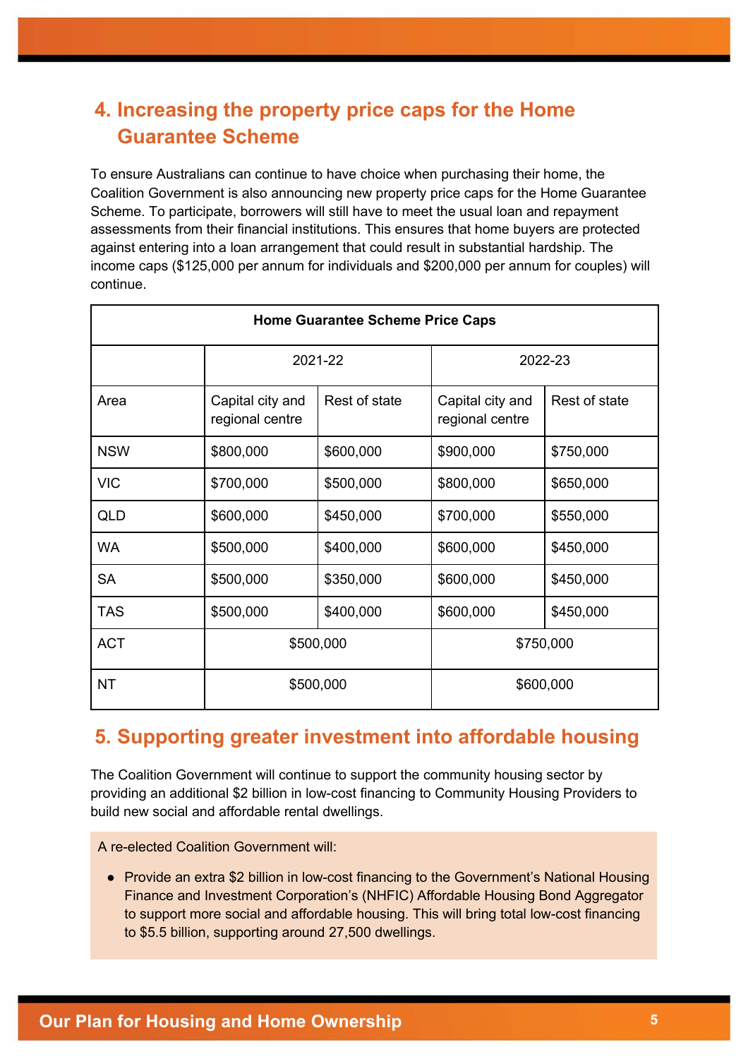## 4. Increasing the property price caps for the Home Guarantee Scheme

To ensure Australians can continue to have choice when purchasing their home, the Coalition Government is also announcing new property price caps for the Home Guarantee Scheme. To participate, borrowers will still have to meet the usual loan and repayment assessments from their financial institutions. This ensures that home buyers are protected against entering into a loan arrangement that could result in substantial hardship. The income caps ($125,000 per annum for individuals and $200,000 per annum for couples) will continue.

**Home Guarantee Scheme Price Caps**

| | 2021-22 | | 2022-23 | |
|---|---|---|---|---|
| Area | Capital city and regional centre | Rest of state | Capital city and regional centre | Rest of state |
| NSW | $800,000 | $600,000 | $900,000 | $750,000 |
| VIC | $700,000 | $500,000 | $800,000 | $650,000 |
| QLD | $600,000 | $450,000 | $700,000 | $550,000 |
| WA | $500,000 | $400,000 | $600,000 | $450,000 |
| SA | $500,000 | $350,000 | $600,000 | $450,000 |
| TAS | $500,000 | $400,000 | $600,000 | $450,000 |
| ACT | $500,000 | | $750,000 | |
| NT | $500,000 | | $600,000 | |

## 5. Supporting greater investment into affordable housing

The Coalition Government will continue to support the community housing sector by providing an additional $2 billion in low-cost financing to Community Housing Providers to build new social and affordable rental dwellings.

A re-elected Coalition Government will:

- Provide an extra $2 billion in low-cost financing to the Government's National Housing Finance and Investment Corporation's (NHFIC) Affordable Housing Bond Aggregator to support more social and affordable housing. This will bring total low-cost financing to $5.5 billion, supporting around 27,500 dwellings.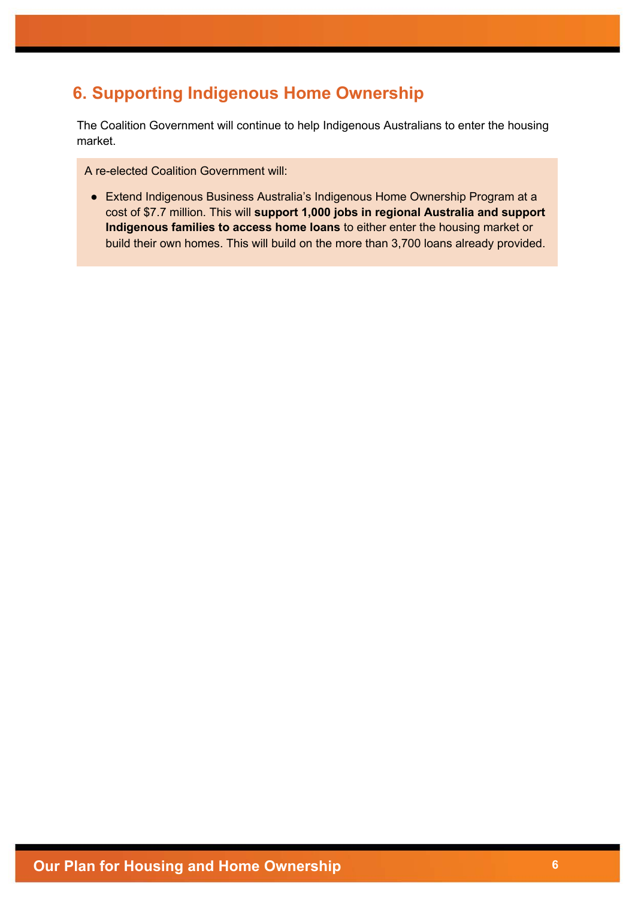## 6. Supporting Indigenous Home Ownership

The Coalition Government will continue to help Indigenous Australians to enter the housing market.

A re-elected Coalition Government will:

- Extend Indigenous Business Australia's Indigenous Home Ownership Program at a cost of $7.7 million. This will **support 1,000 jobs in regional Australia and support Indigenous families to access home loans** to either enter the housing market or build their own homes. This will build on the more than 3,700 loans already provided.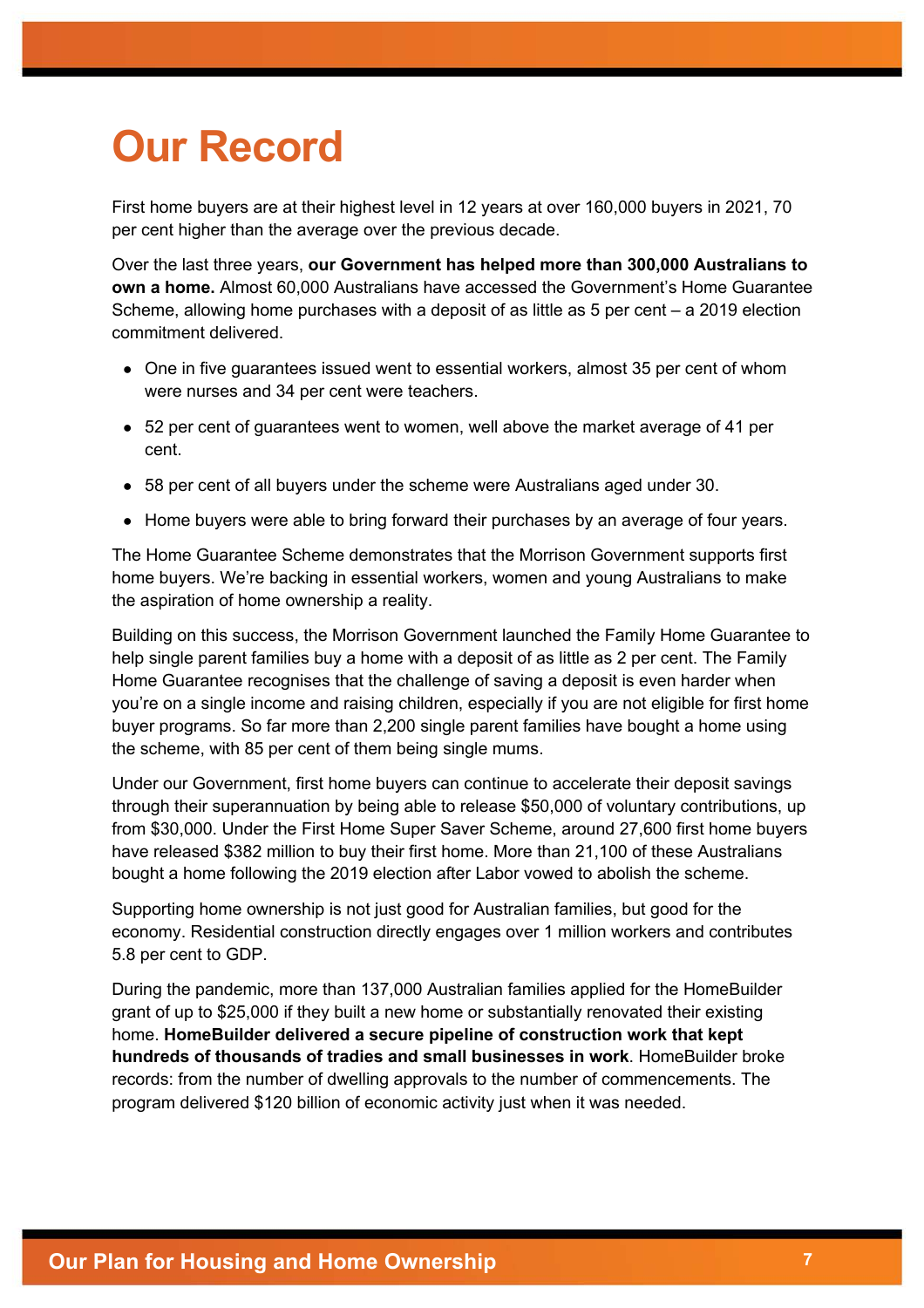# Our Record

First home buyers are at their highest level in 12 years at over 160,000 buyers in 2021, 70 per cent higher than the average over the previous decade.

Over the last three years, **our Government has helped more than 300,000 Australians to own a home.** Almost 60,000 Australians have accessed the Government's Home Guarantee Scheme, allowing home purchases with a deposit of as little as 5 per cent – a 2019 election commitment delivered.

- One in five guarantees issued went to essential workers, almost 35 per cent of whom were nurses and 34 per cent were teachers.
- 52 per cent of guarantees went to women, well above the market average of 41 per cent.
- 58 per cent of all buyers under the scheme were Australians aged under 30.
- Home buyers were able to bring forward their purchases by an average of four years.

The Home Guarantee Scheme demonstrates that the Morrison Government supports first home buyers. We're backing in essential workers, women and young Australians to make the aspiration of home ownership a reality.

Building on this success, the Morrison Government launched the Family Home Guarantee to help single parent families buy a home with a deposit of as little as 2 per cent. The Family Home Guarantee recognises that the challenge of saving a deposit is even harder when you're on a single income and raising children, especially if you are not eligible for first home buyer programs. So far more than 2,200 single parent families have bought a home using the scheme, with 85 per cent of them being single mums.

Under our Government, first home buyers can continue to accelerate their deposit savings through their superannuation by being able to release $50,000 of voluntary contributions, up from $30,000. Under the First Home Super Saver Scheme, around 27,600 first home buyers have released $382 million to buy their first home. More than 21,100 of these Australians bought a home following the 2019 election after Labor vowed to abolish the scheme.

Supporting home ownership is not just good for Australian families, but good for the economy. Residential construction directly engages over 1 million workers and contributes 5.8 per cent to GDP.

During the pandemic, more than 137,000 Australian families applied for the HomeBuilder grant of up to $25,000 if they built a new home or substantially renovated their existing home. **HomeBuilder delivered a secure pipeline of construction work that kept hundreds of thousands of tradies and small businesses in work**. HomeBuilder broke records: from the number of dwelling approvals to the number of commencements. The program delivered $120 billion of economic activity just when it was needed.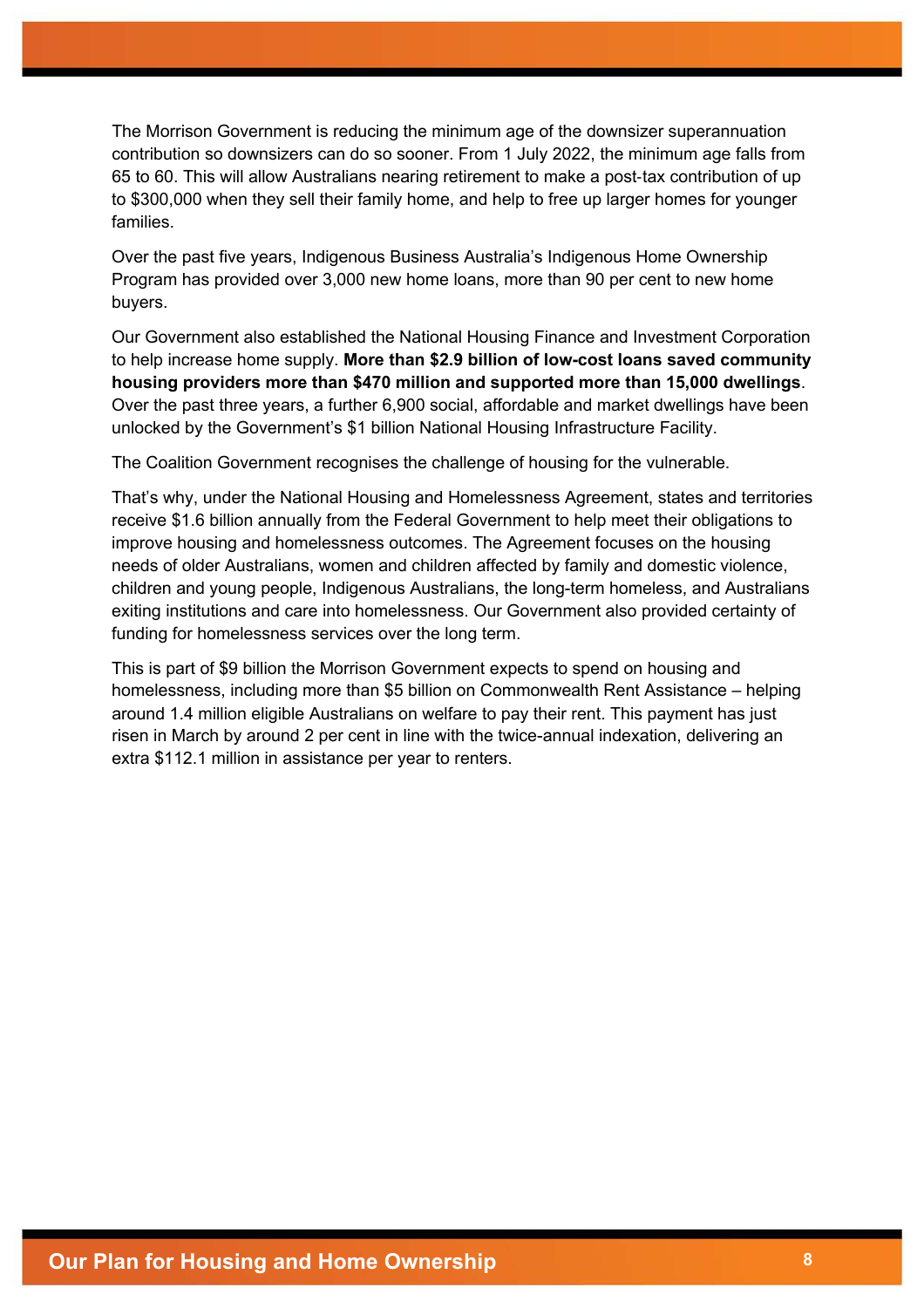The Morrison Government is reducing the minimum age of the downsizer superannuation contribution so downsizers can do so sooner. From 1 July 2022, the minimum age falls from 65 to 60. This will allow Australians nearing retirement to make a post-tax contribution of up to $300,000 when they sell their family home, and help to free up larger homes for younger families.

Over the past five years, Indigenous Business Australia's Indigenous Home Ownership Program has provided over 3,000 new home loans, more than 90 per cent to new home buyers.

Our Government also established the National Housing Finance and Investment Corporation to help increase home supply. **More than $2.9 billion of low-cost loans saved community housing providers more than $470 million and supported more than 15,000 dwellings**. Over the past three years, a further 6,900 social, affordable and market dwellings have been unlocked by the Government's $1 billion National Housing Infrastructure Facility.

The Coalition Government recognises the challenge of housing for the vulnerable.

That's why, under the National Housing and Homelessness Agreement, states and territories receive $1.6 billion annually from the Federal Government to help meet their obligations to improve housing and homelessness outcomes. The Agreement focuses on the housing needs of older Australians, women and children affected by family and domestic violence, children and young people, Indigenous Australians, the long-term homeless, and Australians exiting institutions and care into homelessness. Our Government also provided certainty of funding for homelessness services over the long term.

This is part of $9 billion the Morrison Government expects to spend on housing and homelessness, including more than $5 billion on Commonwealth Rent Assistance – helping around 1.4 million eligible Australians on welfare to pay their rent. This payment has just risen in March by around 2 per cent in line with the twice-annual indexation, delivering an extra $112.1 million in assistance per year to renters.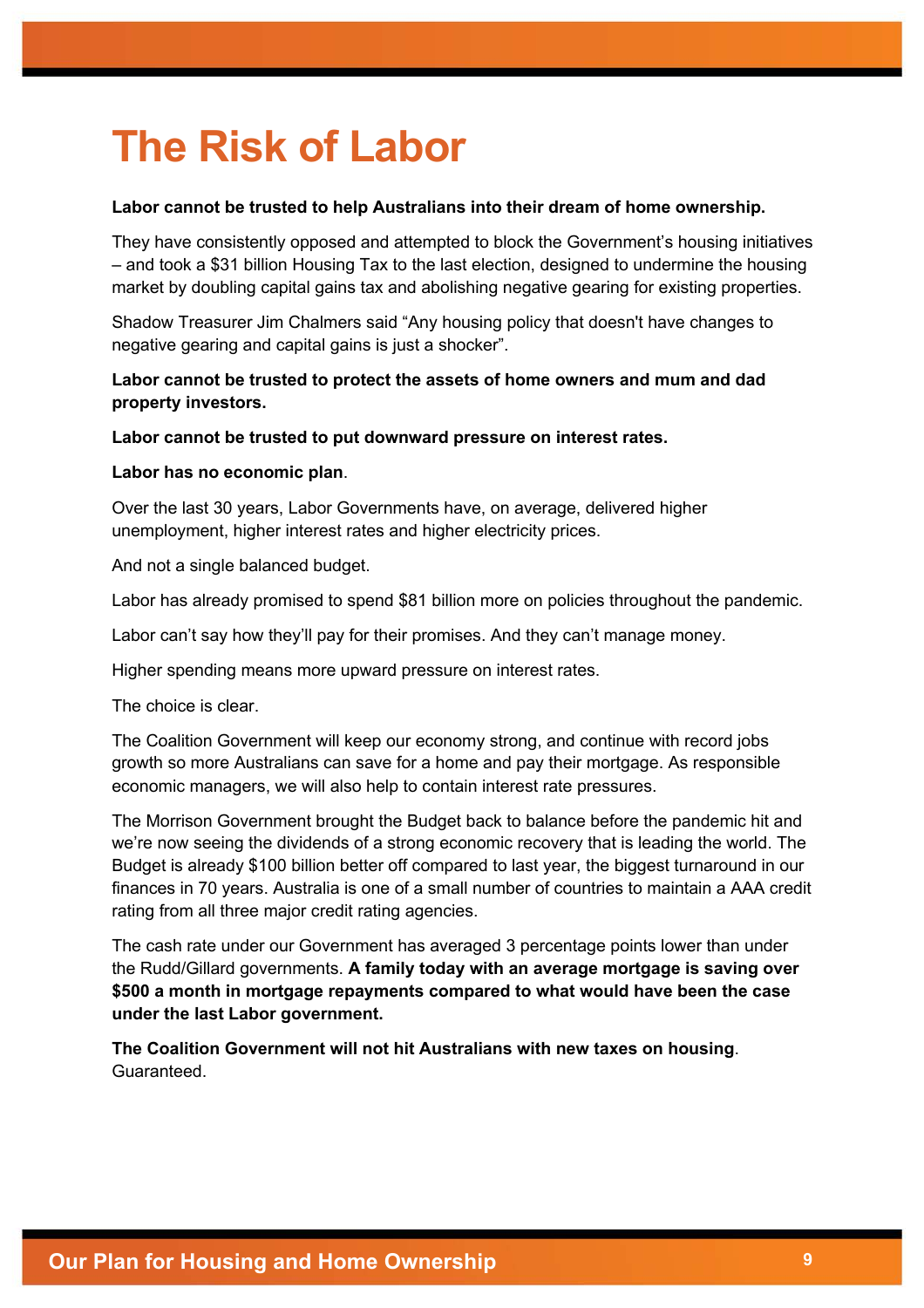# The Risk of Labor

**Labor cannot be trusted to help Australians into their dream of home ownership.**

They have consistently opposed and attempted to block the Government's housing initiatives – and took a $31 billion Housing Tax to the last election, designed to undermine the housing market by doubling capital gains tax and abolishing negative gearing for existing properties.

Shadow Treasurer Jim Chalmers said "Any housing policy that doesn't have changes to negative gearing and capital gains is just a shocker".

**Labor cannot be trusted to protect the assets of home owners and mum and dad property investors.**

**Labor cannot be trusted to put downward pressure on interest rates.**

**Labor has no economic plan**.

Over the last 30 years, Labor Governments have, on average, delivered higher unemployment, higher interest rates and higher electricity prices.

And not a single balanced budget.

Labor has already promised to spend $81 billion more on policies throughout the pandemic.

Labor can't say how they'll pay for their promises. And they can't manage money.

Higher spending means more upward pressure on interest rates.

The choice is clear.

The Coalition Government will keep our economy strong, and continue with record jobs growth so more Australians can save for a home and pay their mortgage. As responsible economic managers, we will also help to contain interest rate pressures.

The Morrison Government brought the Budget back to balance before the pandemic hit and we're now seeing the dividends of a strong economic recovery that is leading the world. The Budget is already $100 billion better off compared to last year, the biggest turnaround in our finances in 70 years. Australia is one of a small number of countries to maintain a AAA credit rating from all three major credit rating agencies.

The cash rate under our Government has averaged 3 percentage points lower than under the Rudd/Gillard governments. **A family today with an average mortgage is saving over $500 a month in mortgage repayments compared to what would have been the case under the last Labor government.**

**The Coalition Government will not hit Australians with new taxes on housing**. Guaranteed.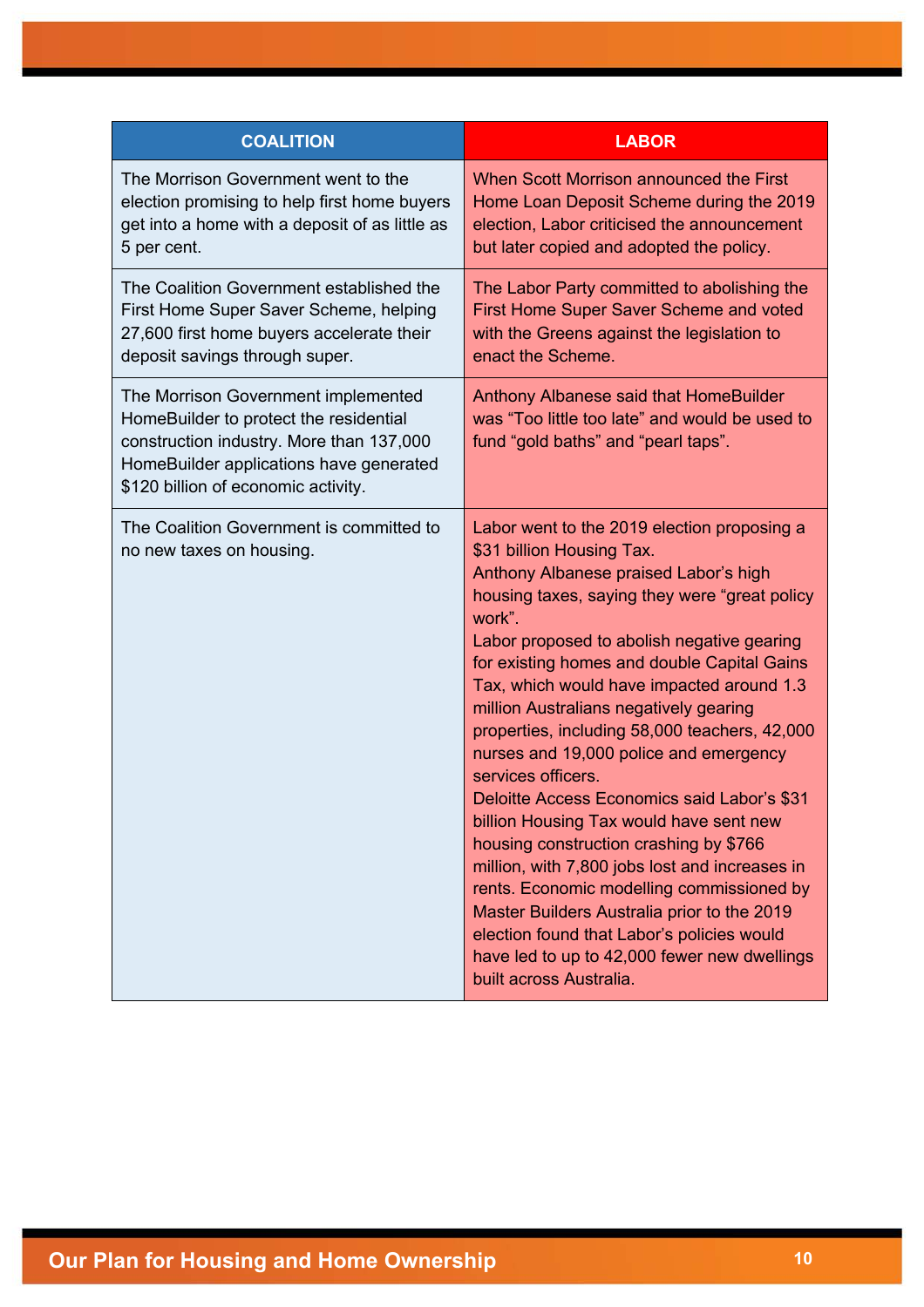| COALITION | LABOR |
| --- | --- |
| The Morrison Government went to the election promising to help first home buyers get into a home with a deposit of as little as 5 per cent. | When Scott Morrison announced the First Home Loan Deposit Scheme during the 2019 election, Labor criticised the announcement but later copied and adopted the policy. |
| The Coalition Government established the First Home Super Saver Scheme, helping 27,600 first home buyers accelerate their deposit savings through super. | The Labor Party committed to abolishing the First Home Super Saver Scheme and voted with the Greens against the legislation to enact the Scheme. |
| The Morrison Government implemented HomeBuilder to protect the residential construction industry. More than 137,000 HomeBuilder applications have generated $120 billion of economic activity. | Anthony Albanese said that HomeBuilder was "Too little too late" and would be used to fund "gold baths" and "pearl taps". |
| The Coalition Government is committed to no new taxes on housing. | Labor went to the 2019 election proposing a $31 billion Housing Tax.<br>Anthony Albanese praised Labor's high housing taxes, saying they were "great policy work".<br>Labor proposed to abolish negative gearing for existing homes and double Capital Gains Tax, which would have impacted around 1.3 million Australians negatively gearing properties, including 58,000 teachers, 42,000 nurses and 19,000 police and emergency services officers.<br>Deloitte Access Economics said Labor's $31 billion Housing Tax would have sent new housing construction crashing by $766 million, with 7,800 jobs lost and increases in rents. Economic modelling commissioned by Master Builders Australia prior to the 2019 election found that Labor's policies would have led to up to 42,000 fewer new dwellings built across Australia. |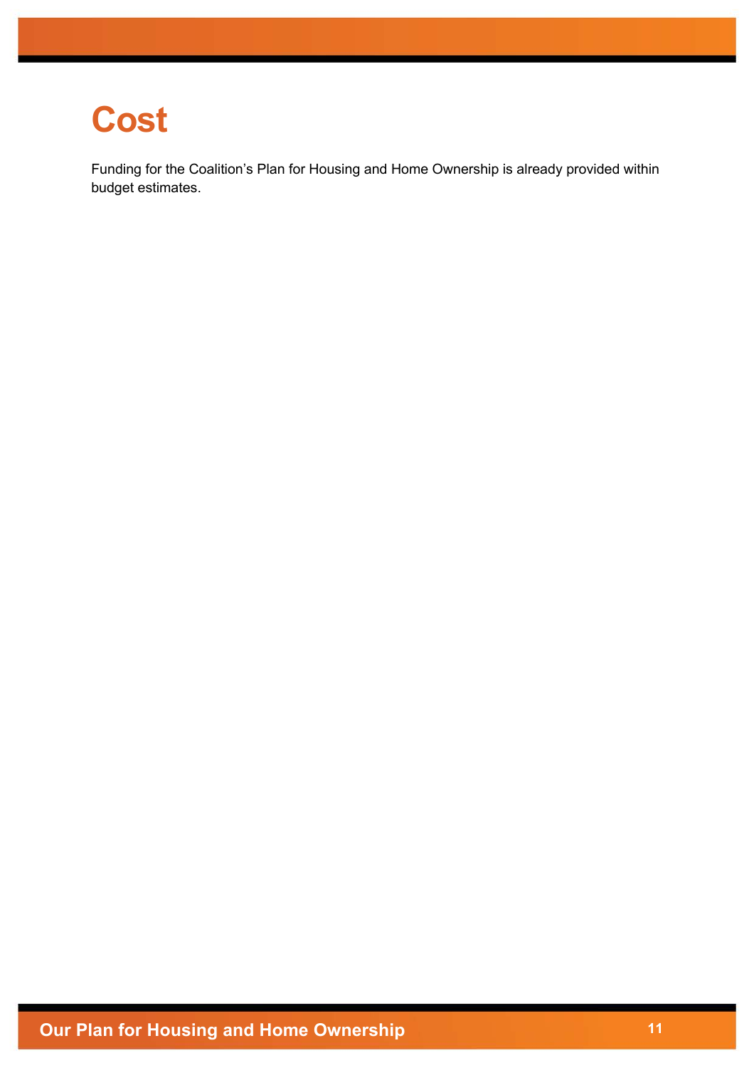# Cost

Funding for the Coalition's Plan for Housing and Home Ownership is already provided within budget estimates.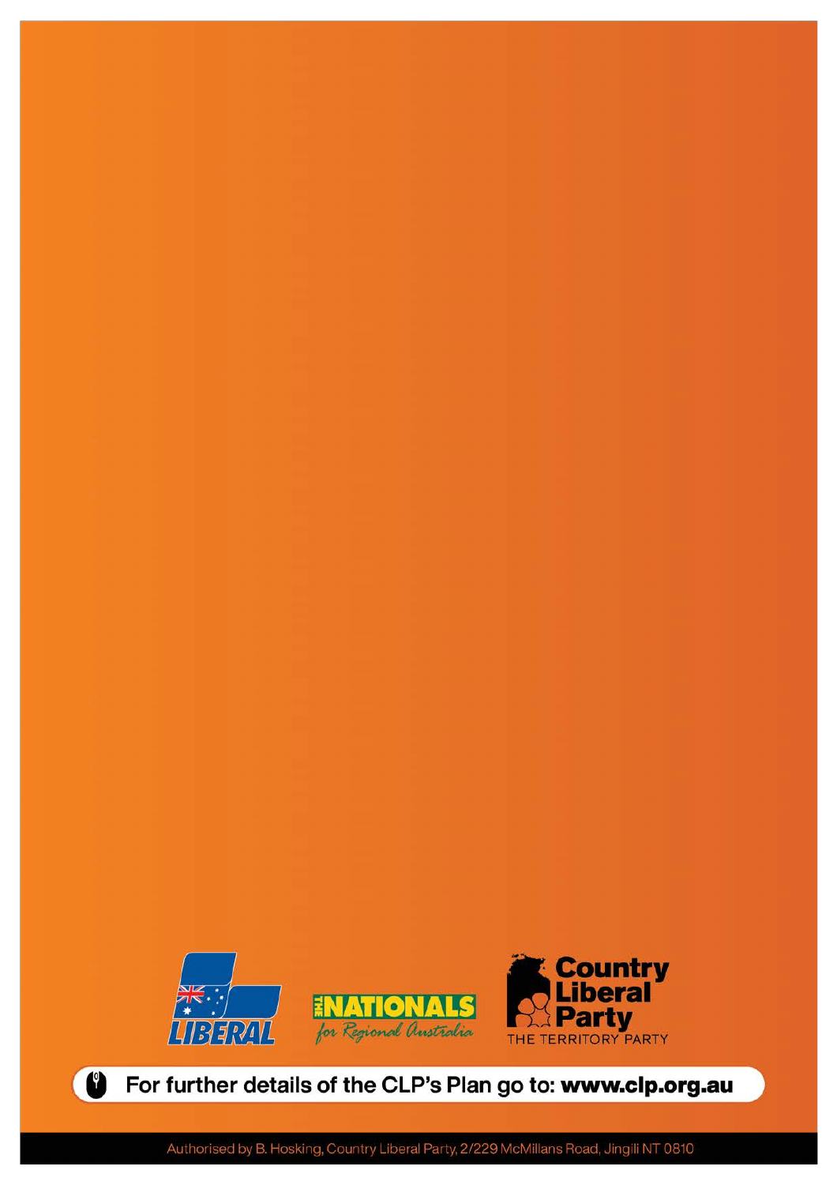For further details of the CLP's Plan go to: **www.clp.org.au**

Authorised by B. Hosking, Country Liberal Party, 2/229 McMillans Road, Jingili NT 0810